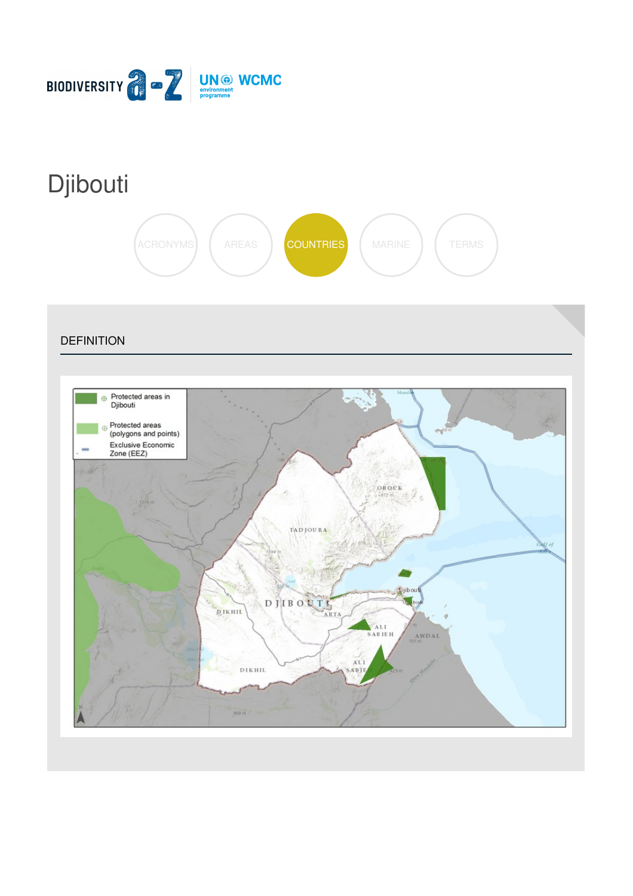BIODIVERSITY a-z | UN environment programme WCMC

# Djibouti

ACRONYMS AREAS COUNTRIES MARINE TERMS

## DEFINITION

Protected areas in Djibouti

Protected areas (polygons and points)

Exclusive Economic Zone (EEZ)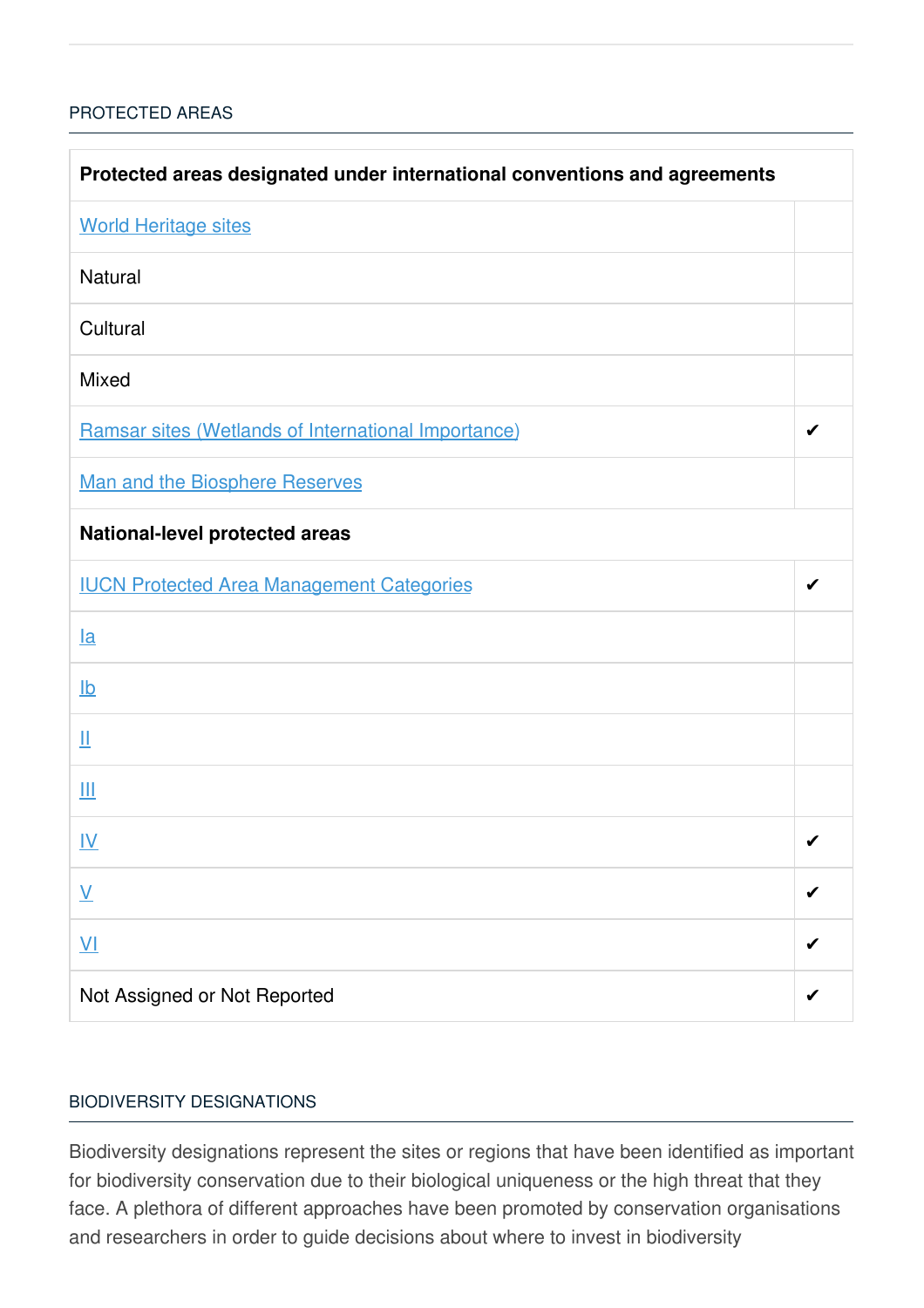## PROTECTED AREAS

| Protected areas designated under international conventions and agreements | |
|---|---|
| World Heritage sites | |
| Natural | |
| Cultural | |
| Mixed | |
| Ramsar sites (Wetlands of International Importance) | ✔ |
| Man and the Biosphere Reserves | |
| **National-level protected areas** | |
| IUCN Protected Area Management Categories | ✔ |
| Ia | |
| Ib | |
| II | |
| III | |
| IV | ✔ |
| V | ✔ |
| VI | ✔ |
| Not Assigned or Not Reported | ✔ |

## BIODIVERSITY DESIGNATIONS

Biodiversity designations represent the sites or regions that have been identified as important for biodiversity conservation due to their biological uniqueness or the high threat that they face. A plethora of different approaches have been promoted by conservation organisations and researchers in order to guide decisions about where to invest in biodiversity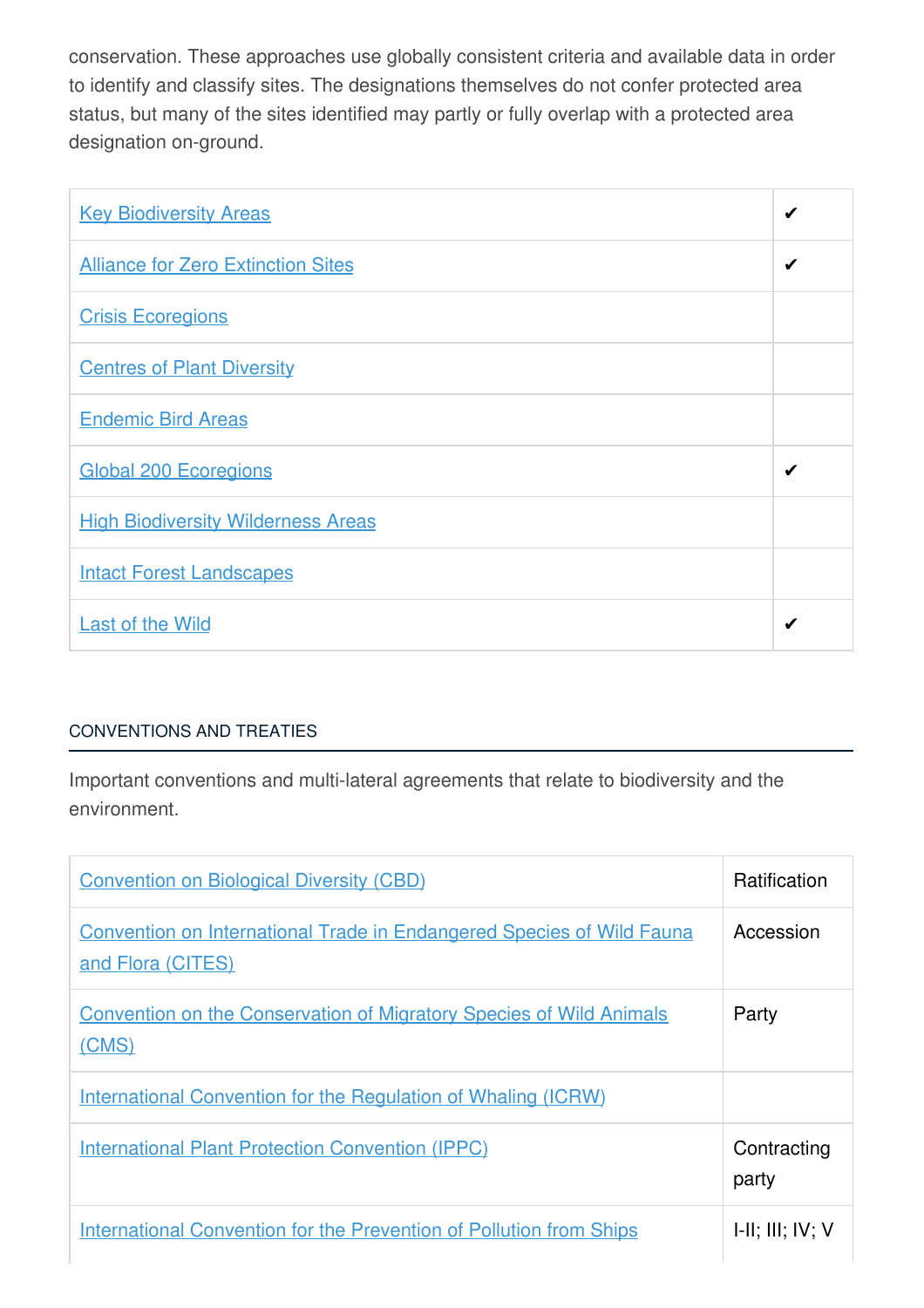conservation. These approaches use globally consistent criteria and available data in order to identify and classify sites. The designations themselves do not confer protected area status, but many of the sites identified may partly or fully overlap with a protected area designation on-ground.

| | |
|---|---|
| Key Biodiversity Areas | ✔ |
| Alliance for Zero Extinction Sites | ✔ |
| Crisis Ecoregions | |
| Centres of Plant Diversity | |
| Endemic Bird Areas | |
| Global 200 Ecoregions | ✔ |
| High Biodiversity Wilderness Areas | |
| Intact Forest Landscapes | |
| Last of the Wild | ✔ |

## CONVENTIONS AND TREATIES

Important conventions and multi-lateral agreements that relate to biodiversity and the environment.

| | |
|---|---|
| Convention on Biological Diversity (CBD) | Ratification |
| Convention on International Trade in Endangered Species of Wild Fauna and Flora (CITES) | Accession |
| Convention on the Conservation of Migratory Species of Wild Animals (CMS) | Party |
| International Convention for the Regulation of Whaling (ICRW) | |
| International Plant Protection Convention (IPPC) | Contracting party |
| International Convention for the Prevention of Pollution from Ships | I-II; III; IV; V |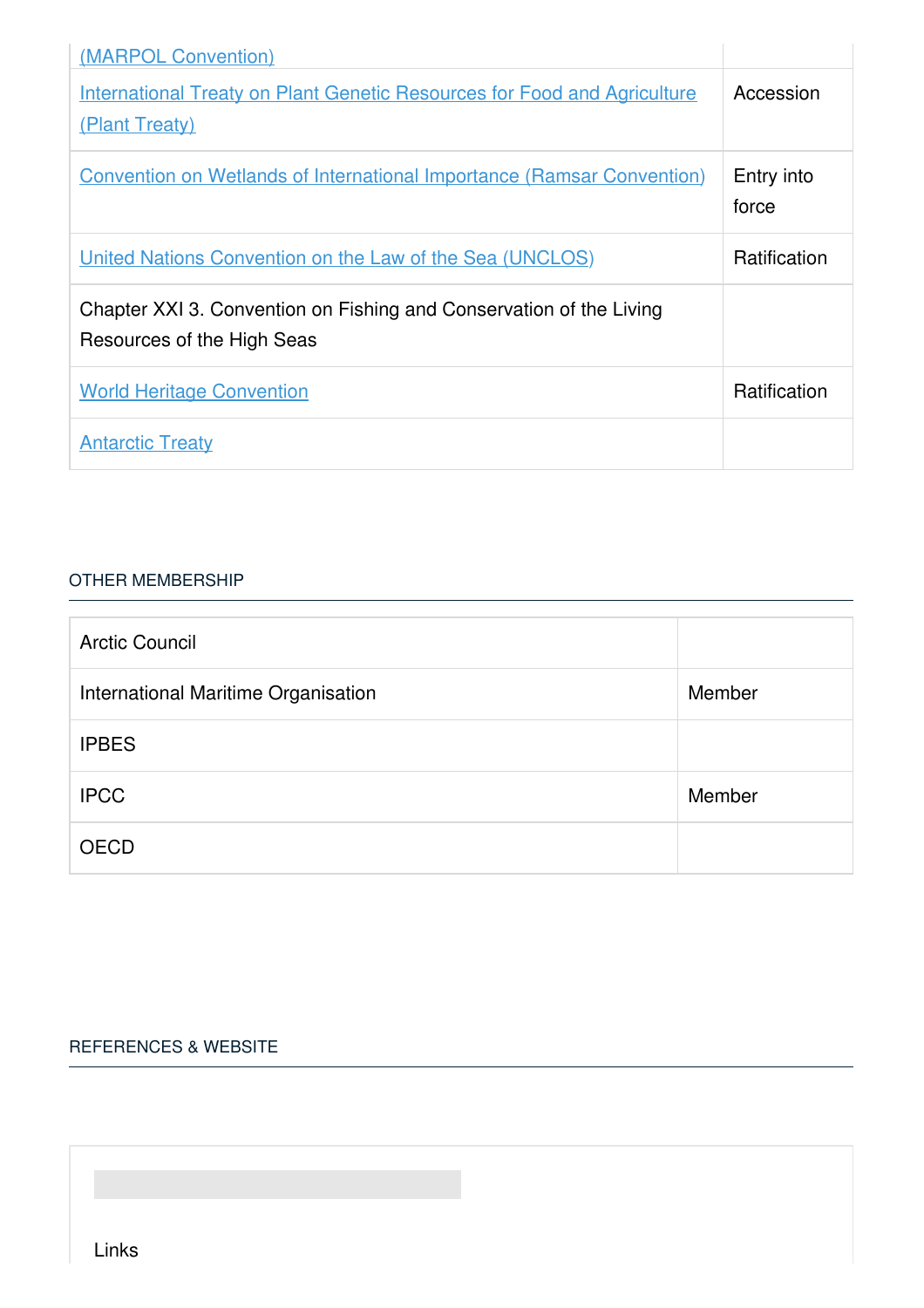| | |
|---|---|
| (MARPOL Convention) | |
| International Treaty on Plant Genetic Resources for Food and Agriculture (Plant Treaty) | Accession |
| Convention on Wetlands of International Importance (Ramsar Convention) | Entry into force |
| United Nations Convention on the Law of the Sea (UNCLOS) | Ratification |
| Chapter XXI 3. Convention on Fishing and Conservation of the Living Resources of the High Seas | |
| World Heritage Convention | Ratification |
| Antarctic Treaty | |

## OTHER MEMBERSHIP

| | |
|---|---|
| Arctic Council | |
| International Maritime Organisation | Member |
| IPBES | |
| IPCC | Member |
| OECD | |

## REFERENCES & WEBSITE

Links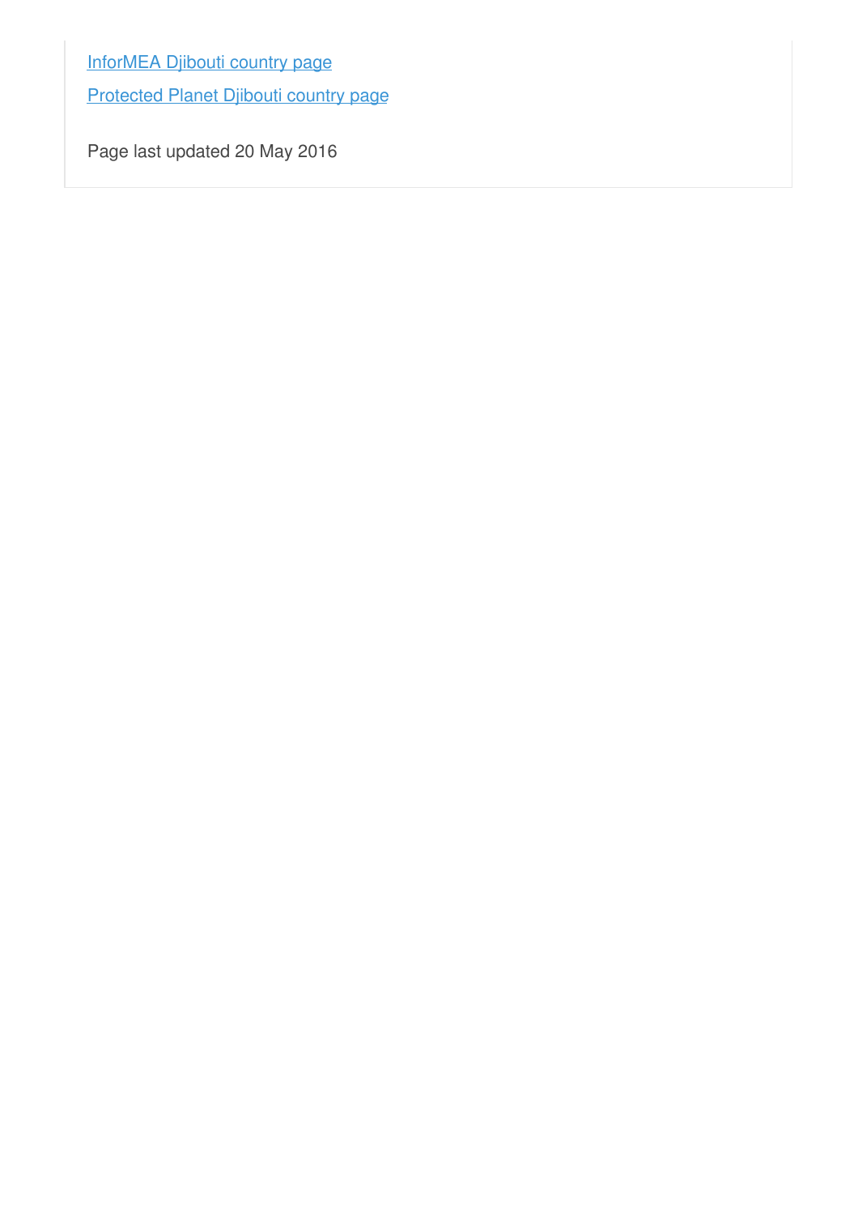InforMEA Djibouti country page

Protected Planet Djibouti country page

Page last updated 20 May 2016